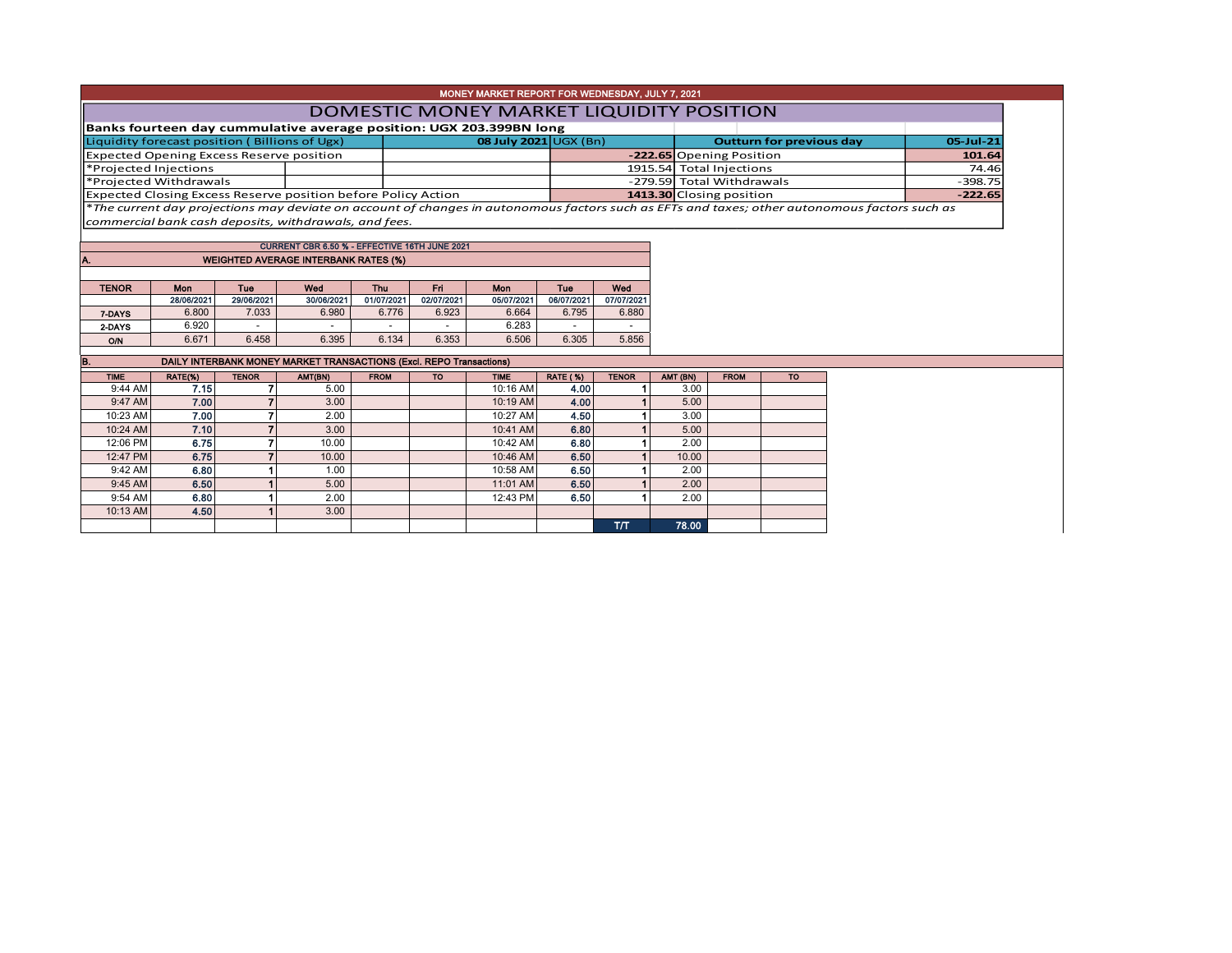# MONEY MARKET REPORT FOR WEDNESDAY, JULY 7, 2021

## DOMESTIC MONEY MARKET LIQUIDITY POSITION

**Banks fourteen day cummulative average position: UGX 203.399BN long**

| Liquidity forecast position ( Billions of Ugx) | 08 July 2021 | UGX (Bn) | Outturn for previous day | 05-Jul-21 |
|---|---|---|---|---|
| Expected Opening Excess Reserve position | -222.65 | | Opening Position | 101.64 |
| *Projected Injections | 1915.54 | | Total Injections | 74.46 |
| *Projected Withdrawals | -279.59 | | Total Withdrawals | -398.75 |
| Expected Closing Excess Reserve position before Policy Action | 1413.30 | | Closing position | -222.65 |

*\*The current day projections may deviate on account of changes in autonomous factors such as EFTs and taxes; other autonomous factors such as commercial bank cash deposits, withdrawals, and fees.*

**CURRENT CBR 6.50 % - EFFECTIVE 16TH JUNE 2021**

### A. WEIGHTED AVERAGE INTERBANK RATES (%)

| TENOR | Mon | Tue | Wed | Thu | Fri | Mon | Tue | Wed |
|---|---|---|---|---|---|---|---|---|
| | 28/06/2021 | 29/06/2021 | 30/06/2021 | 01/07/2021 | 02/07/2021 | 05/07/2021 | 06/07/2021 | 07/07/2021 |
| 7-DAYS | 6.800 | 7.033 | 6.980 | 6.776 | 6.923 | 6.664 | 6.795 | 6.880 |
| 2-DAYS | 6.920 | - | - | - | - | 6.283 | - | - |
| O/N | 6.671 | 6.458 | 6.395 | 6.134 | 6.353 | 6.506 | 6.305 | 5.856 |

### B. DAILY INTERBANK MONEY MARKET TRANSACTIONS (Excl. REPO Transactions)

| TIME | RATE(%) | TENOR | AMT(BN) | FROM | TO | TIME | RATE (%) | TENOR | AMT (BN) | FROM | TO |
|---|---|---|---|---|---|---|---|---|---|---|---|
| 9:44 AM | 7.15 | 7 | 5.00 | | | 10:16 AM | 4.00 | 1 | 3.00 | | |
| 9:47 AM | 7.00 | 7 | 3.00 | | | 10:19 AM | 4.00 | 1 | 5.00 | | |
| 10:23 AM | 7.00 | 7 | 2.00 | | | 10:27 AM | 4.50 | 1 | 3.00 | | |
| 10:24 AM | 7.10 | 7 | 3.00 | | | 10:41 AM | 6.80 | 1 | 5.00 | | |
| 12:06 PM | 6.75 | 7 | 10.00 | | | 10:42 AM | 6.80 | 1 | 2.00 | | |
| 12:47 PM | 6.75 | 7 | 10.00 | | | 10:46 AM | 6.50 | 1 | 10.00 | | |
| 9:42 AM | 6.80 | 1 | 1.00 | | | 10:58 AM | 6.50 | 1 | 2.00 | | |
| 9:45 AM | 6.50 | 1 | 5.00 | | | 11:01 AM | 6.50 | 1 | 2.00 | | |
| 9:54 AM | 6.80 | 1 | 2.00 | | | 12:43 PM | 6.50 | 1 | 2.00 | | |
| 10:13 AM | 4.50 | 1 | 3.00 | | | | | | | | |
| | | | | | | | | T/T | 78.00 | | |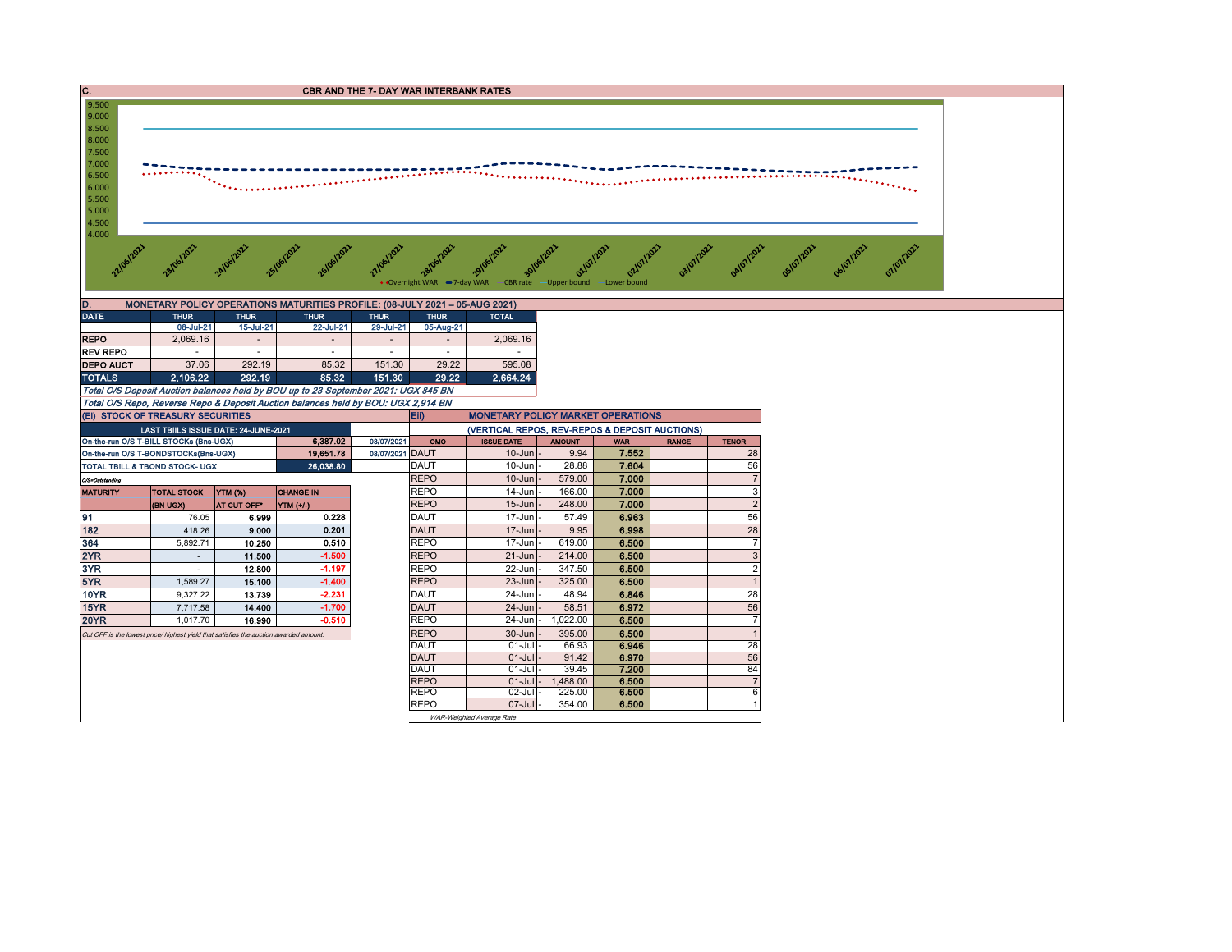## C. CBR AND THE 7- DAY WAR INTERBANK RATES

9.500
9.000
8.500
8.000
7.500
7.000
6.500
6.000
5.500
5.000
4.500
4.000

22/06/2021 23/06/2021 24/06/2021 25/06/2021 26/06/2021 27/06/2021 28/06/2021 29/06/2021 30/06/2021 01/07/2021 02/07/2021 03/07/2021 04/07/2021 05/07/2021 06/07/2021 07/07/2021

Overnight WAR — 7-day WAR — CBR rate — Upper bound — Lower bound

## D. MONETARY POLICY OPERATIONS MATURITIES PROFILE: (08-JULY 2021 – 05-AUG 2021)

| DATE | THUR | THUR | THUR | THUR | THUR | TOTAL |
|---|---|---|---|---|---|---|
| | 08-Jul-21 | 15-Jul-21 | 22-Jul-21 | 29-Jul-21 | 05-Aug-21 | |
| REPO | 2,069.16 | - | - | - | - | 2,069.16 |
| REV REPO | - | - | - | - | - | - |
| DEPO AUCT | 37.06 | 292.19 | 85.32 | 151.30 | 29.22 | 595.08 |
| **TOTALS** | **2,106.22** | **292.19** | **85.32** | **151.30** | **29.22** | **2,664.24** |

*Total O/S Deposit Auction balances held by BOU up to 23 September 2021: UGX 845 BN*

*Total O/S Repo, Reverse Repo & Deposit Auction balances held by BOU: UGX 2,914 BN*

### (Ei) STOCK OF TREASURY SECURITIES

| LAST TBIILS ISSUE DATE: 24-JUNE-2021 | | |
|---|---|---|
| On-the-run O/S T-BILL STOCKs (Bns-UGX) | 6,387.02 | 08/07/2021 |
| On-the-run O/S T-BONDSTOCKs(Bns-UGX) | 19,651.78 | 08/07/2021 |
| TOTAL TBILL & TBOND STOCK- UGX | 26,038.80 | |

O/S=Outstanding

| MATURITY | TOTAL STOCK (BN UGX) | YTM (%) AT CUT OFF* | CHANGE IN YTM (+/-) |
|---|---|---|---|
| 91 | 76.05 | 6.999 | 0.228 |
| 182 | 418.26 | 9.000 | 0.201 |
| 364 | 5,892.71 | 10.250 | 0.510 |
| 2YR | - | 11.500 | -1.500 |
| 3YR | - | 12.800 | -1.197 |
| 5YR | 1,589.27 | 15.100 | -1.400 |
| 10YR | 9,327.22 | 13.739 | -2.231 |
| 15YR | 7,717.58 | 14.400 | -1.700 |
| 20YR | 1,017.70 | 16.990 | -0.510 |

*Cut OFF is the lowest price/ highest yield that satisfies the auction awarded amount.*

### Eii) MONETARY POLICY MARKET OPERATIONS

(VERTICAL REPOS, REV-REPOS & DEPOSIT AUCTIONS)

| OMO | ISSUE DATE | AMOUNT | WAR | RANGE | TENOR |
|---|---|---|---|---|---|
| DAUT | 10-Jun | 9.94 | 7.552 | | 28 |
| DAUT | 10-Jun | 28.88 | 7.604 | | 56 |
| REPO | 10-Jun | 579.00 | 7.000 | | 7 |
| REPO | 14-Jun | 166.00 | 7.000 | | 3 |
| REPO | 15-Jun | 248.00 | 7.000 | | 2 |
| DAUT | 17-Jun | 57.49 | 6.963 | | 56 |
| DAUT | 17-Jun | 9.95 | 6.998 | | 28 |
| REPO | 17-Jun | 619.00 | 6.500 | | 7 |
| REPO | 21-Jun | 214.00 | 6.500 | | 3 |
| REPO | 22-Jun | 347.50 | 6.500 | | 2 |
| REPO | 23-Jun | 325.00 | 6.500 | | 1 |
| DAUT | 24-Jun | 48.94 | 6.846 | | 28 |
| DAUT | 24-Jun | 58.51 | 6.972 | | 56 |
| REPO | 24-Jun | 1,022.00 | 6.500 | | 7 |
| REPO | 30-Jun | 395.00 | 6.500 | | 1 |
| DAUT | 01-Jul | 66.93 | 6.946 | | 28 |
| DAUT | 01-Jul | 91.42 | 6.970 | | 56 |
| DAUT | 01-Jul | 39.45 | 7.200 | | 84 |
| REPO | 01-Jul | 1,488.00 | 6.500 | | 7 |
| REPO | 02-Jul | 225.00 | 6.500 | | 6 |
| REPO | 07-Jul | 354.00 | 6.500 | | 1 |

*WAR-Weighted Average Rate*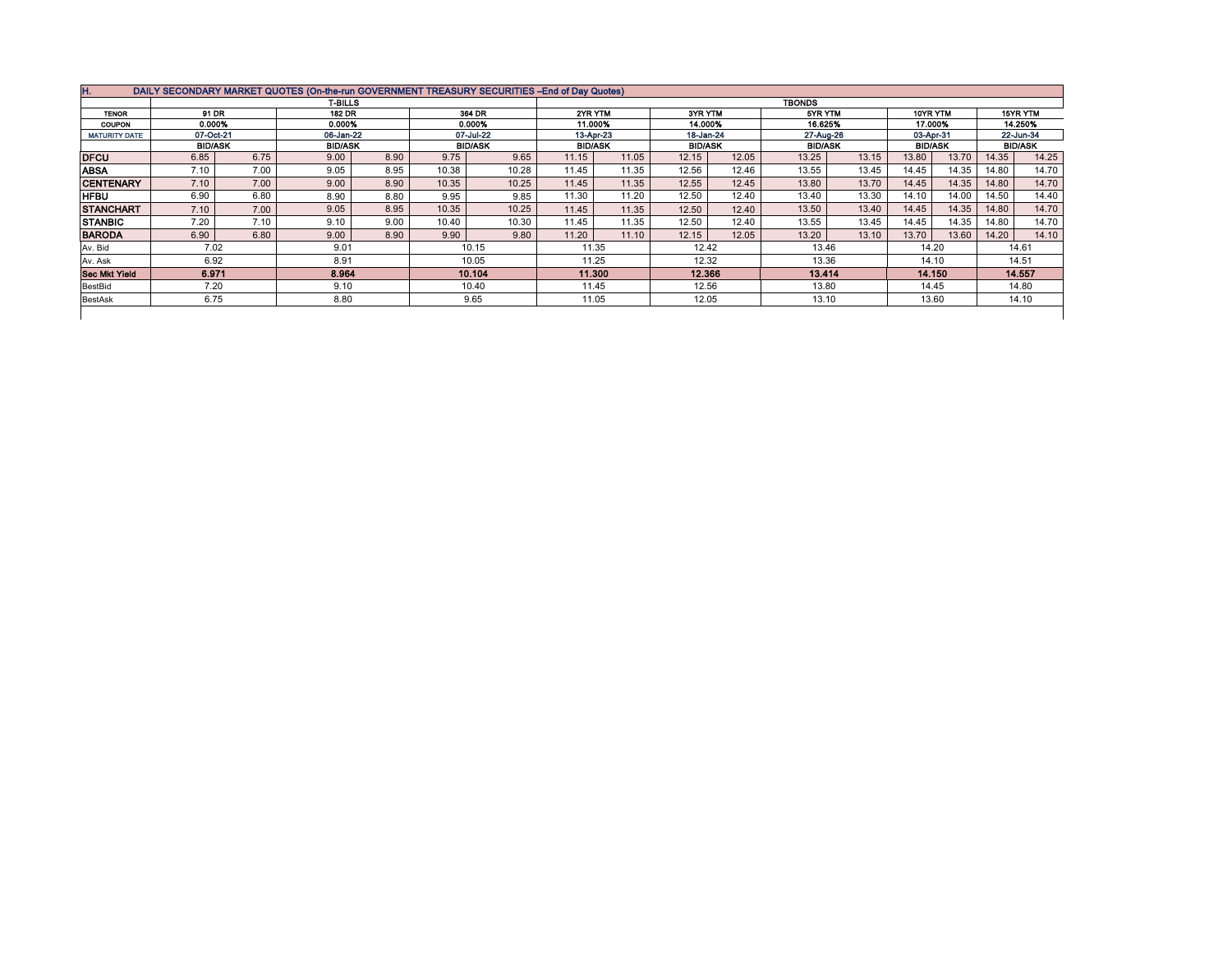| H. | DAILY SECONDARY MARKET QUOTES (On-the-run GOVERNMENT TREASURY SECURITIES –End of Day Quotes) | | | | | | | | | | | | | | | |
|---|---|---|---|---|---|---|---|---|---|---|---|---|---|---|---|---|
| | T-BILLS | | | | | | TBONDS | | | | | | | | | |
| TENOR | 91 DR | | 182 DR | | 364 DR | | 2YR YTM | | 3YR YTM | | 5YR YTM | | 10YR YTM | | 15YR YTM | |
| COUPON | 0.000% | | 0.000% | | 0.000% | | 11.000% | | 14.000% | | 16.625% | | 17.000% | | 14.250% | |
| MATURITY DATE | 07-Oct-21 | | 06-Jan-22 | | 07-Jul-22 | | 13-Apr-23 | | 18-Jan-24 | | 27-Aug-26 | | 03-Apr-31 | | 22-Jun-34 | |
| | BID/ASK | | BID/ASK | | BID/ASK | | BID/ASK | | BID/ASK | | BID/ASK | | BID/ASK | | BID/ASK | |
| DFCU | 6.85 | 6.75 | 9.00 | 8.90 | 9.75 | 9.65 | 11.15 | 11.05 | 12.15 | 12.05 | 13.25 | 13.15 | 13.80 | 13.70 | 14.35 | 14.25 |
| ABSA | 7.10 | 7.00 | 9.05 | 8.95 | 10.38 | 10.28 | 11.45 | 11.35 | 12.56 | 12.46 | 13.55 | 13.45 | 14.45 | 14.35 | 14.80 | 14.70 |
| CENTENARY | 7.10 | 7.00 | 9.00 | 8.90 | 10.35 | 10.25 | 11.45 | 11.35 | 12.55 | 12.45 | 13.80 | 13.70 | 14.45 | 14.35 | 14.80 | 14.70 |
| HFBU | 6.90 | 6.80 | 8.90 | 8.80 | 9.95 | 9.85 | 11.30 | 11.20 | 12.50 | 12.40 | 13.40 | 13.30 | 14.10 | 14.00 | 14.50 | 14.40 |
| STANCHART | 7.10 | 7.00 | 9.05 | 8.95 | 10.35 | 10.25 | 11.45 | 11.35 | 12.50 | 12.40 | 13.50 | 13.40 | 14.45 | 14.35 | 14.80 | 14.70 |
| STANBIC | 7.20 | 7.10 | 9.10 | 9.00 | 10.40 | 10.30 | 11.45 | 11.35 | 12.50 | 12.40 | 13.55 | 13.45 | 14.45 | 14.35 | 14.80 | 14.70 |
| BARODA | 6.90 | 6.80 | 9.00 | 8.90 | 9.90 | 9.80 | 11.20 | 11.10 | 12.15 | 12.05 | 13.20 | 13.10 | 13.70 | 13.60 | 14.20 | 14.10 |
| Av. Bid | 7.02 | | 9.01 | | 10.15 | | 11.35 | | 12.42 | | 13.46 | | 14.20 | | 14.61 | |
| Av. Ask | 6.92 | | 8.91 | | 10.05 | | 11.25 | | 12.32 | | 13.36 | | 14.10 | | 14.51 | |
| Sec Mkt Yield | 6.971 | | 8.964 | | 10.104 | | 11.300 | | 12.366 | | 13.414 | | 14.150 | | 14.557 | |
| BestBid | 7.20 | | 9.10 | | 10.40 | | 11.45 | | 12.56 | | 13.80 | | 14.45 | | 14.80 | |
| BestAsk | 6.75 | | 8.80 | | 9.65 | | 11.05 | | 12.05 | | 13.10 | | 13.60 | | 14.10 | |